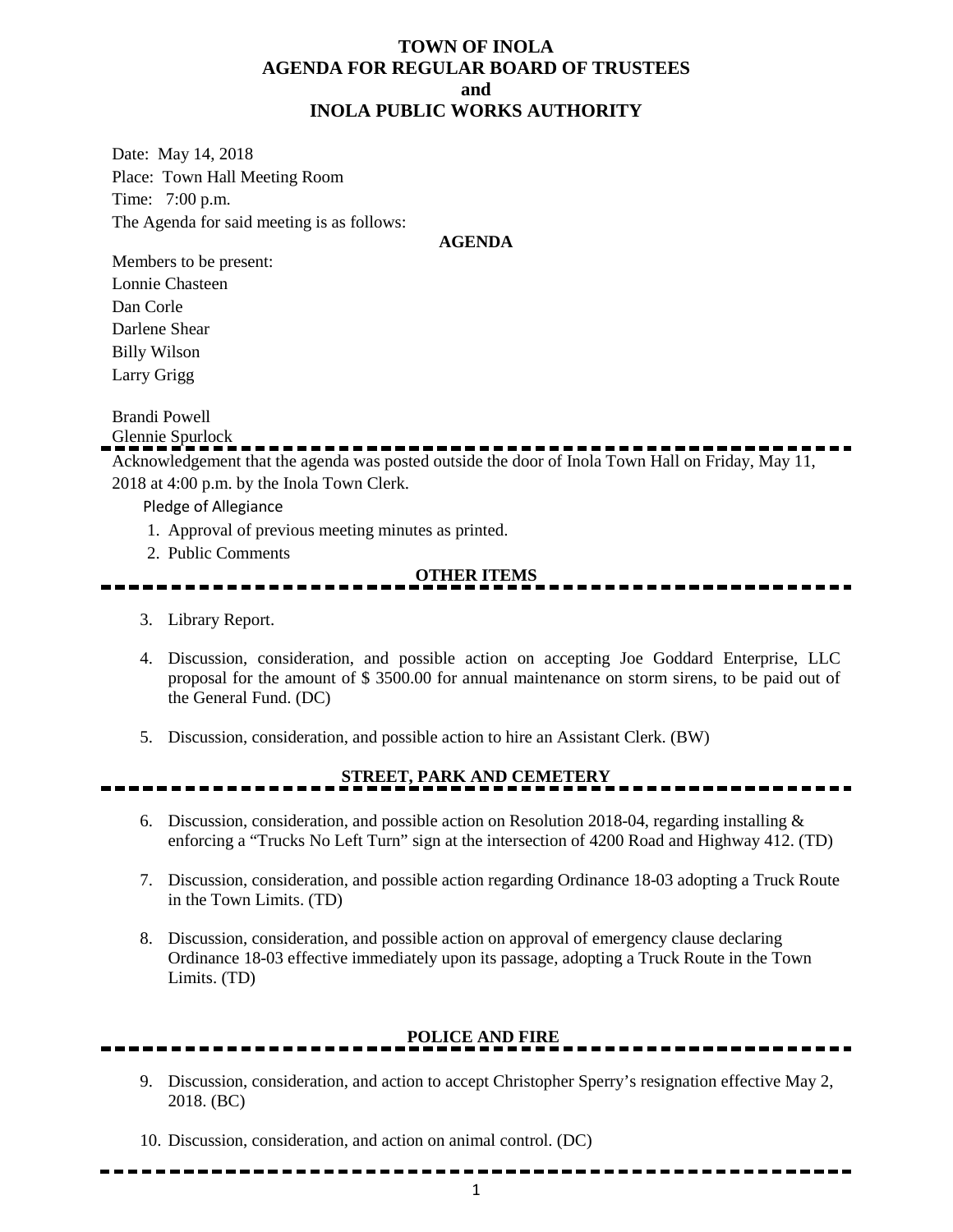# TOWN OF INOLA
## AGENDA FOR REGULAR BOARD OF TRUSTEES
## and
## INOLA PUBLIC WORKS AUTHORITY

Date: May 14, 2018
Place: Town Hall Meeting Room
Time: 7:00 p.m.
The Agenda for said meeting is as follows:

**AGENDA**

Members to be present:
Lonnie Chasteen
Dan Corle
Darlene Shear
Billy Wilson
Larry Grigg

Brandi Powell
Glennie Spurlock

---

Acknowledgement that the agenda was posted outside the door of Inola Town Hall on Friday, May 11, 2018 at 4:00 p.m. by the Inola Town Clerk.

Pledge of Allegiance

1. Approval of previous meeting minutes as printed.
2. Public Comments

**OTHER ITEMS**

---

3. Library Report.
4. Discussion, consideration, and possible action on accepting Joe Goddard Enterprise, LLC proposal for the amount of $ 3500.00 for annual maintenance on storm sirens, to be paid out of the General Fund. (DC)
5. Discussion, consideration, and possible action to hire an Assistant Clerk. (BW)

**STREET, PARK AND CEMETERY**

---

6. Discussion, consideration, and possible action on Resolution 2018-04, regarding installing & enforcing a "Trucks No Left Turn" sign at the intersection of 4200 Road and Highway 412. (TD)
7. Discussion, consideration, and possible action regarding Ordinance 18-03 adopting a Truck Route in the Town Limits. (TD)
8. Discussion, consideration, and possible action on approval of emergency clause declaring Ordinance 18-03 effective immediately upon its passage, adopting a Truck Route in the Town Limits. (TD)

**POLICE AND FIRE**

---

9. Discussion, consideration, and action to accept Christopher Sperry's resignation effective May 2, 2018. (BC)
10. Discussion, consideration, and action on animal control. (DC)

---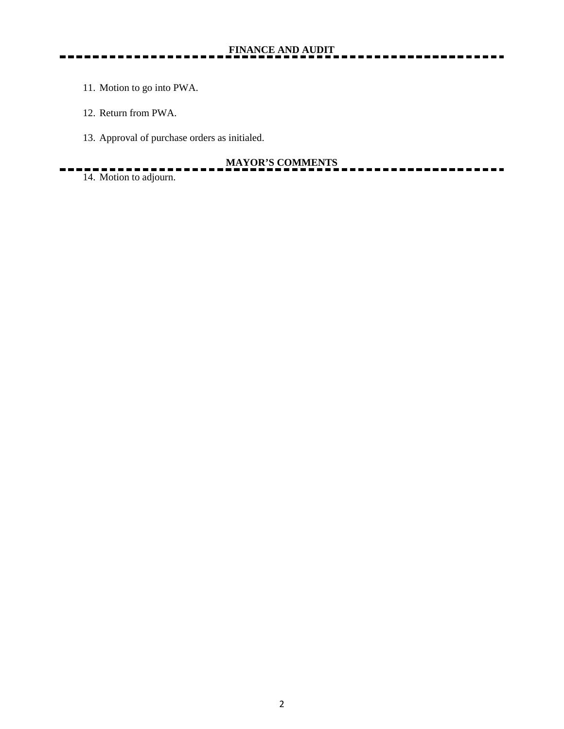## FINANCE AND AUDIT

11. Motion to go into PWA.

12. Return from PWA.

13. Approval of purchase orders as initialed.

## MAYOR'S COMMENTS

14. Motion to adjourn.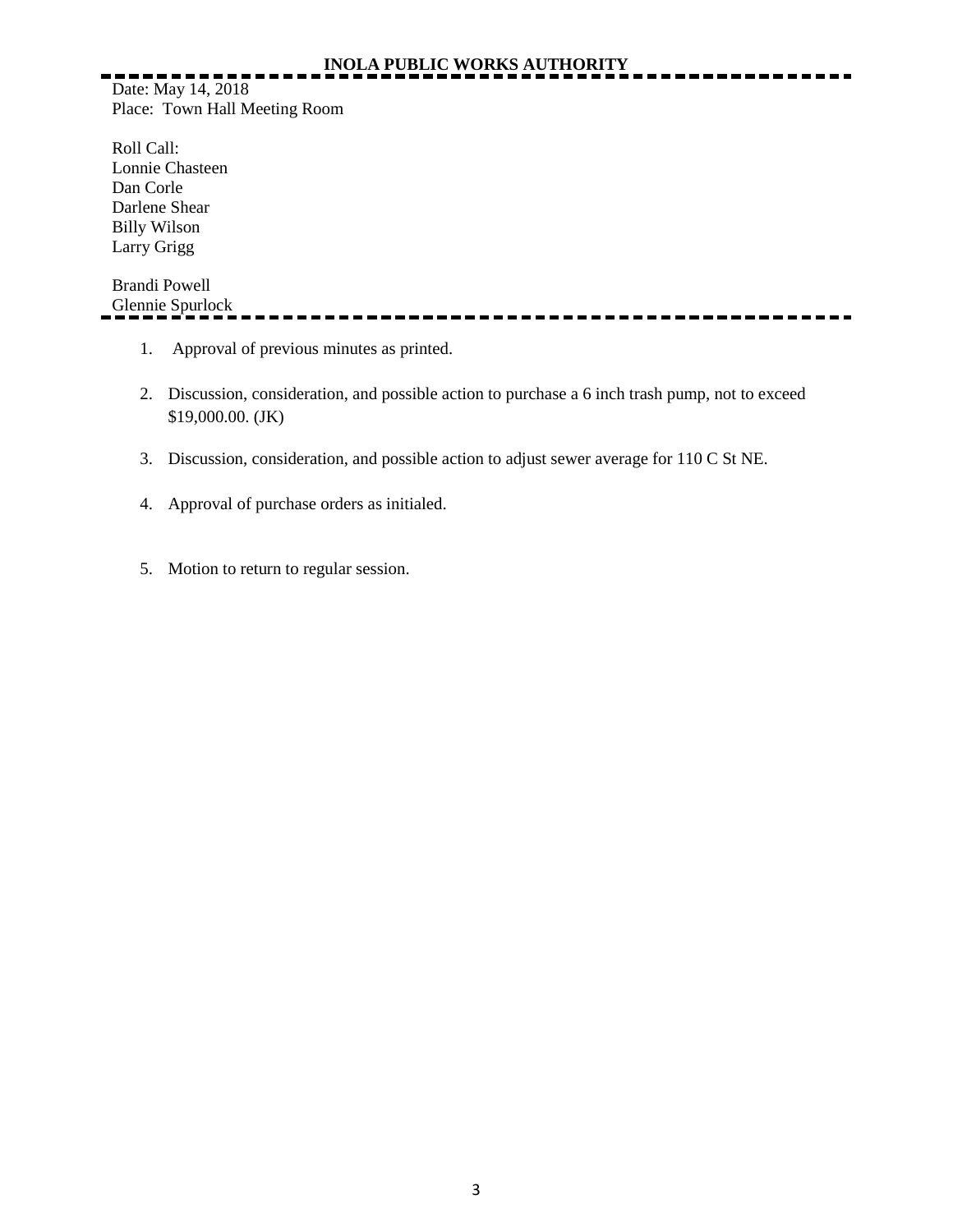**INOLA PUBLIC WORKS AUTHORITY**

Date: May 14, 2018
Place: Town Hall Meeting Room

Roll Call:
Lonnie Chasteen
Dan Corle
Darlene Shear
Billy Wilson
Larry Grigg

Brandi Powell
Glennie Spurlock

1. Approval of previous minutes as printed.

2. Discussion, consideration, and possible action to purchase a 6 inch trash pump, not to exceed $19,000.00. (JK)

3. Discussion, consideration, and possible action to adjust sewer average for 110 C St NE.

4. Approval of purchase orders as initialed.

5. Motion to return to regular session.